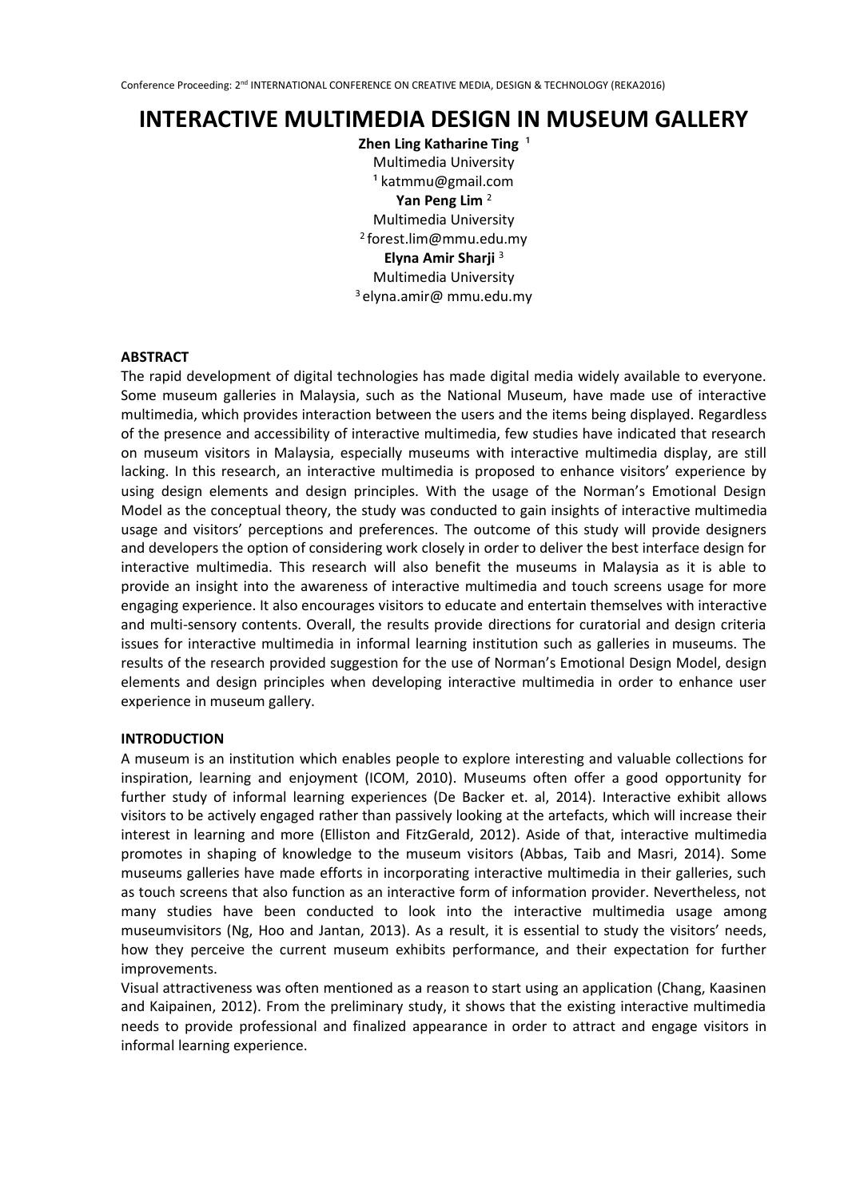# INTERACTIVE MULTIMEDIA DESIGN IN MUSEUM GALLERY

**Zhen Ling Katharine Ting** [1]
Multimedia University
[1] katmmu@gmail.com
**Yan Peng Lim** [2]
Multimedia University
[2] forest.lim@mmu.edu.my
**Elyna Amir Sharji** [3]
Multimedia University
[3] elyna.amir@ mmu.edu.my

## ABSTRACT

The rapid development of digital technologies has made digital media widely available to everyone. Some museum galleries in Malaysia, such as the National Museum, have made use of interactive multimedia, which provides interaction between the users and the items being displayed. Regardless of the presence and accessibility of interactive multimedia, few studies have indicated that research on museum visitors in Malaysia, especially museums with interactive multimedia display, are still lacking. In this research, an interactive multimedia is proposed to enhance visitors' experience by using design elements and design principles. With the usage of the Norman's Emotional Design Model as the conceptual theory, the study was conducted to gain insights of interactive multimedia usage and visitors' perceptions and preferences. The outcome of this study will provide designers and developers the option of considering work closely in order to deliver the best interface design for interactive multimedia. This research will also benefit the museums in Malaysia as it is able to provide an insight into the awareness of interactive multimedia and touch screens usage for more engaging experience. It also encourages visitors to educate and entertain themselves with interactive and multi-sensory contents. Overall, the results provide directions for curatorial and design criteria issues for interactive multimedia in informal learning institution such as galleries in museums. The results of the research provided suggestion for the use of Norman's Emotional Design Model, design elements and design principles when developing interactive multimedia in order to enhance user experience in museum gallery.

## INTRODUCTION

A museum is an institution which enables people to explore interesting and valuable collections for inspiration, learning and enjoyment (ICOM, 2010). Museums often offer a good opportunity for further study of informal learning experiences (De Backer et. al, 2014). Interactive exhibit allows visitors to be actively engaged rather than passively looking at the artefacts, which will increase their interest in learning and more (Elliston and FitzGerald, 2012). Aside of that, interactive multimedia promotes in shaping of knowledge to the museum visitors (Abbas, Taib and Masri, 2014). Some museums galleries have made efforts in incorporating interactive multimedia in their galleries, such as touch screens that also function as an interactive form of information provider. Nevertheless, not many studies have been conducted to look into the interactive multimedia usage among museumvisitors (Ng, Hoo and Jantan, 2013). As a result, it is essential to study the visitors' needs, how they perceive the current museum exhibits performance, and their expectation for further improvements.

Visual attractiveness was often mentioned as a reason to start using an application (Chang, Kaasinen and Kaipainen, 2012). From the preliminary study, it shows that the existing interactive multimedia needs to provide professional and finalized appearance in order to attract and engage visitors in informal learning experience.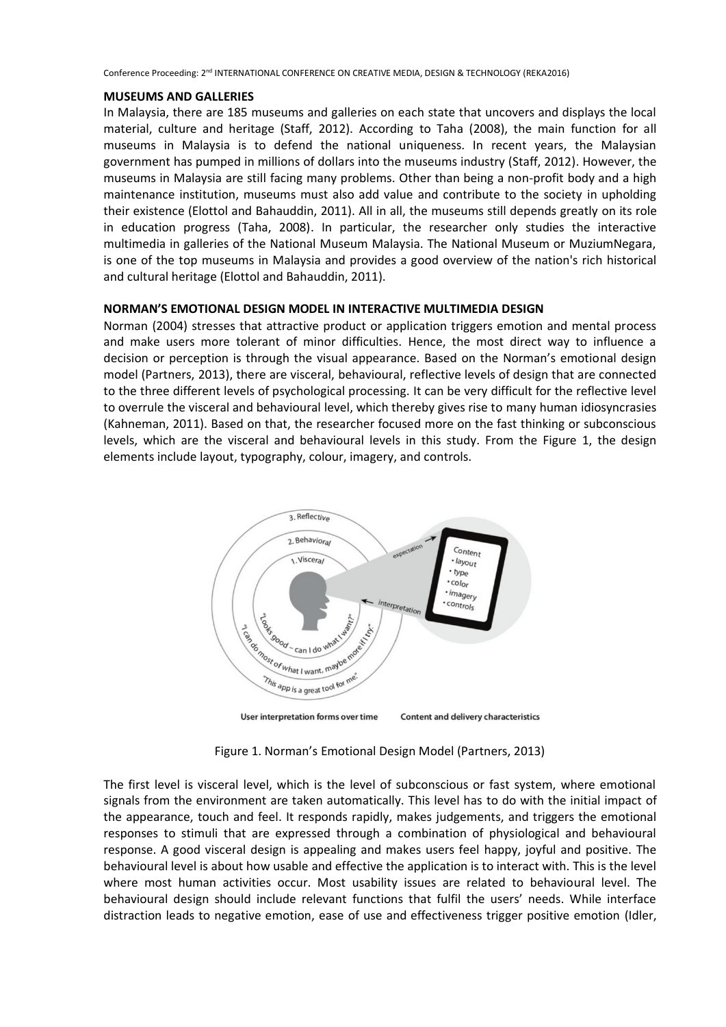**MUSEUMS AND GALLERIES**

In Malaysia, there are 185 museums and galleries on each state that uncovers and displays the local material, culture and heritage (Staff, 2012). According to Taha (2008), the main function for all museums in Malaysia is to defend the national uniqueness. In recent years, the Malaysian government has pumped in millions of dollars into the museums industry (Staff, 2012). However, the museums in Malaysia are still facing many problems. Other than being a non-profit body and a high maintenance institution, museums must also add value and contribute to the society in upholding their existence (Elottol and Bahauddin, 2011). All in all, the museums still depends greatly on its role in education progress (Taha, 2008). In particular, the researcher only studies the interactive multimedia in galleries of the National Museum Malaysia. The National Museum or MuziumNegara, is one of the top museums in Malaysia and provides a good overview of the nation's rich historical and cultural heritage (Elottol and Bahauddin, 2011).

**NORMAN'S EMOTIONAL DESIGN MODEL IN INTERACTIVE MULTIMEDIA DESIGN**

Norman (2004) stresses that attractive product or application triggers emotion and mental process and make users more tolerant of minor difficulties. Hence, the most direct way to influence a decision or perception is through the visual appearance. Based on the Norman's emotional design model (Partners, 2013), there are visceral, behavioural, reflective levels of design that are connected to the three different levels of psychological processing. It can be very difficult for the reflective level to overrule the visceral and behavioural level, which thereby gives rise to many human idiosyncrasies (Kahneman, 2011). Based on that, the researcher focused more on the fast thinking or subconscious levels, which are the visceral and behavioural levels in this study. From the Figure 1, the design elements include layout, typography, colour, imagery, and controls.

3. Reflective
2. Behavioral
1. Visceral
"Looks good – can I do what I want?"
"I can do most of what I want, maybe more if I try."
"This app is a great tool for me."
expectation
interpretation
Content
• layout
• type
• color
• imagery
• controls
User interpretation forms over time
Content and delivery characteristics

Figure 1. Norman's Emotional Design Model (Partners, 2013)

The first level is visceral level, which is the level of subconscious or fast system, where emotional signals from the environment are taken automatically. This level has to do with the initial impact of the appearance, touch and feel. It responds rapidly, makes judgements, and triggers the emotional responses to stimuli that are expressed through a combination of physiological and behavioural response. A good visceral design is appealing and makes users feel happy, joyful and positive. The behavioural level is about how usable and effective the application is to interact with. This is the level where most human activities occur. Most usability issues are related to behavioural level. The behavioural design should include relevant functions that fulfil the users' needs. While interface distraction leads to negative emotion, ease of use and effectiveness trigger positive emotion (Idler,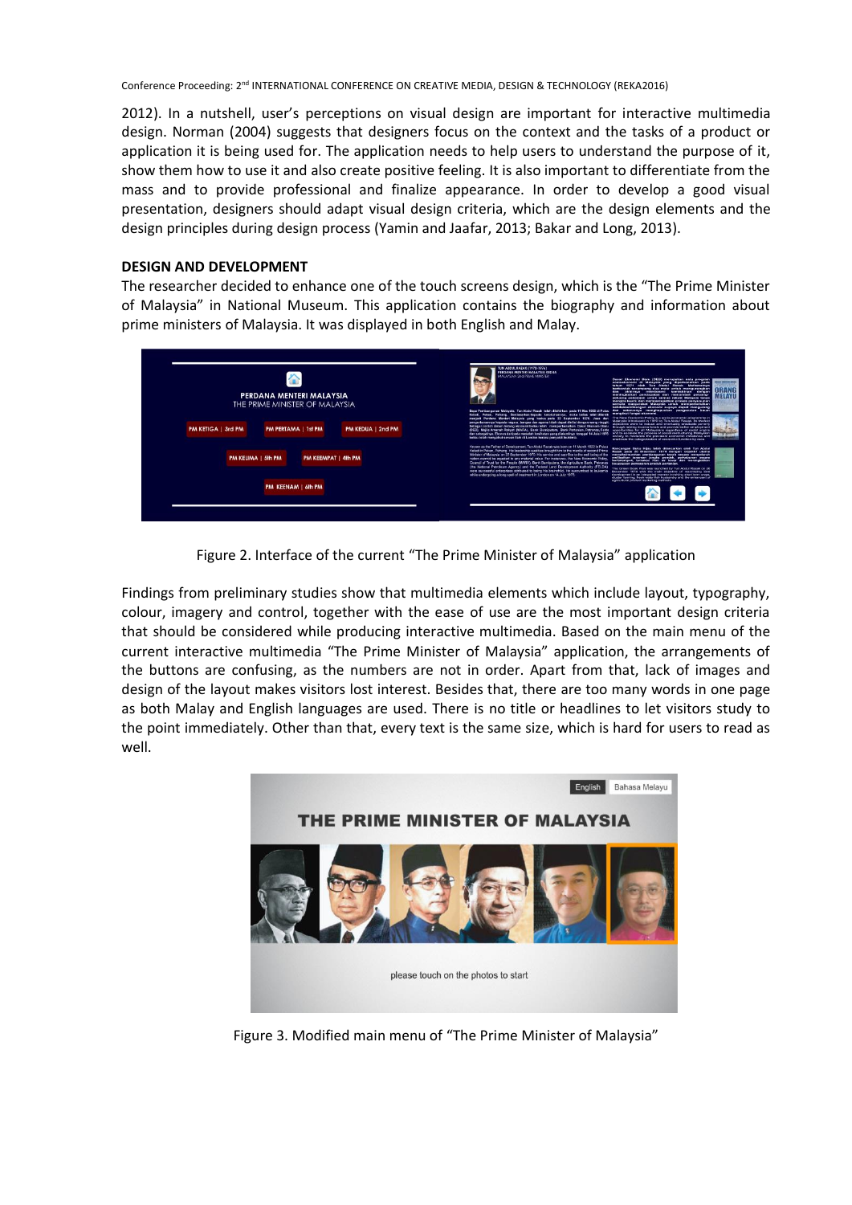2012). In a nutshell, user's perceptions on visual design are important for interactive multimedia design. Norman (2004) suggests that designers focus on the context and the tasks of a product or application it is being used for. The application needs to help users to understand the purpose of it, show them how to use it and also create positive feeling. It is also important to differentiate from the mass and to provide professional and finalize appearance. In order to develop a good visual presentation, designers should adapt visual design criteria, which are the design elements and the design principles during design process (Yamin and Jaafar, 2013; Bakar and Long, 2013).

## DESIGN AND DEVELOPMENT

The researcher decided to enhance one of the touch screens design, which is the "The Prime Minister of Malaysia" in National Museum. This application contains the biography and information about prime ministers of Malaysia. It was displayed in both English and Malay.

Figure 2. Interface of the current "The Prime Minister of Malaysia" application

Findings from preliminary studies show that multimedia elements which include layout, typography, colour, imagery and control, together with the ease of use are the most important design criteria that should be considered while producing interactive multimedia. Based on the main menu of the current interactive multimedia "The Prime Minister of Malaysia" application, the arrangements of the buttons are confusing, as the numbers are not in order. Apart from that, lack of images and design of the layout makes visitors lost interest. Besides that, there are too many words in one page as both Malay and English languages are used. There is no title or headlines to let visitors study to the point immediately. Other than that, every text is the same size, which is hard for users to read as well.

Figure 3. Modified main menu of "The Prime Minister of Malaysia"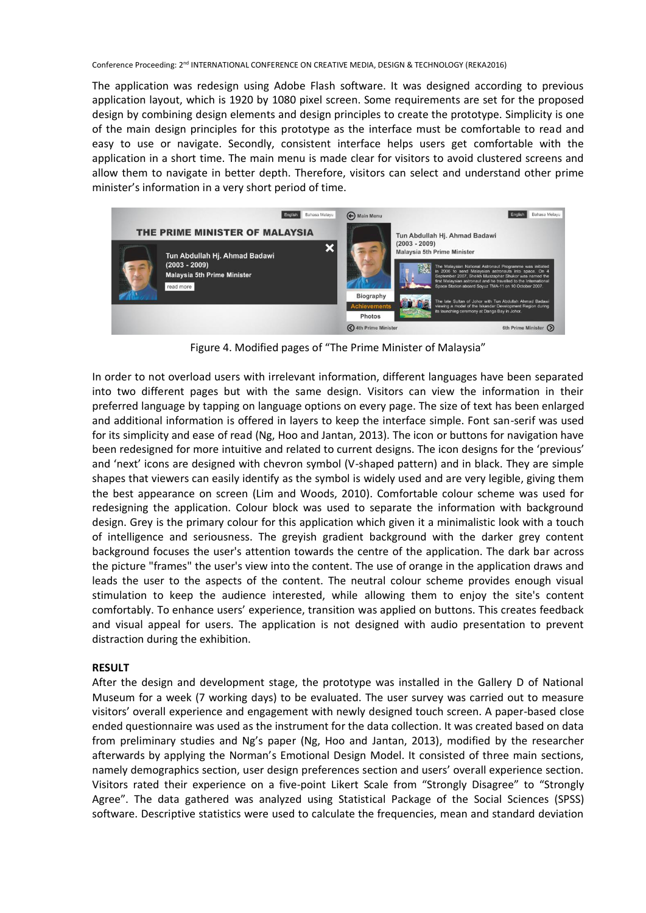The application was redesign using Adobe Flash software. It was designed according to previous application layout, which is 1920 by 1080 pixel screen. Some requirements are set for the proposed design by combining design elements and design principles to create the prototype. Simplicity is one of the main design principles for this prototype as the interface must be comfortable to read and easy to use or navigate. Secondly, consistent interface helps users get comfortable with the application in a short time. The main menu is made clear for visitors to avoid clustered screens and allow them to navigate in better depth. Therefore, visitors can select and understand other prime minister's information in a very short period of time.

Figure 4. Modified pages of "The Prime Minister of Malaysia"

In order to not overload users with irrelevant information, different languages have been separated into two different pages but with the same design. Visitors can view the information in their preferred language by tapping on language options on every page. The size of text has been enlarged and additional information is offered in layers to keep the interface simple. Font san-serif was used for its simplicity and ease of read (Ng, Hoo and Jantan, 2013). The icon or buttons for navigation have been redesigned for more intuitive and related to current designs. The icon designs for the 'previous' and 'next' icons are designed with chevron symbol (V-shaped pattern) and in black. They are simple shapes that viewers can easily identify as the symbol is widely used and are very legible, giving them the best appearance on screen (Lim and Woods, 2010). Comfortable colour scheme was used for redesigning the application. Colour block was used to separate the information with background design. Grey is the primary colour for this application which given it a minimalistic look with a touch of intelligence and seriousness. The greyish gradient background with the darker grey content background focuses the user's attention towards the centre of the application. The dark bar across the picture "frames" the user's view into the content. The use of orange in the application draws and leads the user to the aspects of the content. The neutral colour scheme provides enough visual stimulation to keep the audience interested, while allowing them to enjoy the site's content comfortably. To enhance users' experience, transition was applied on buttons. This creates feedback and visual appeal for users. The application is not designed with audio presentation to prevent distraction during the exhibition.

**RESULT**

After the design and development stage, the prototype was installed in the Gallery D of National Museum for a week (7 working days) to be evaluated. The user survey was carried out to measure visitors' overall experience and engagement with newly designed touch screen. A paper-based close ended questionnaire was used as the instrument for the data collection. It was created based on data from preliminary studies and Ng's paper (Ng, Hoo and Jantan, 2013), modified by the researcher afterwards by applying the Norman's Emotional Design Model. It consisted of three main sections, namely demographics section, user design preferences section and users' overall experience section. Visitors rated their experience on a five-point Likert Scale from "Strongly Disagree" to "Strongly Agree". The data gathered was analyzed using Statistical Package of the Social Sciences (SPSS) software. Descriptive statistics were used to calculate the frequencies, mean and standard deviation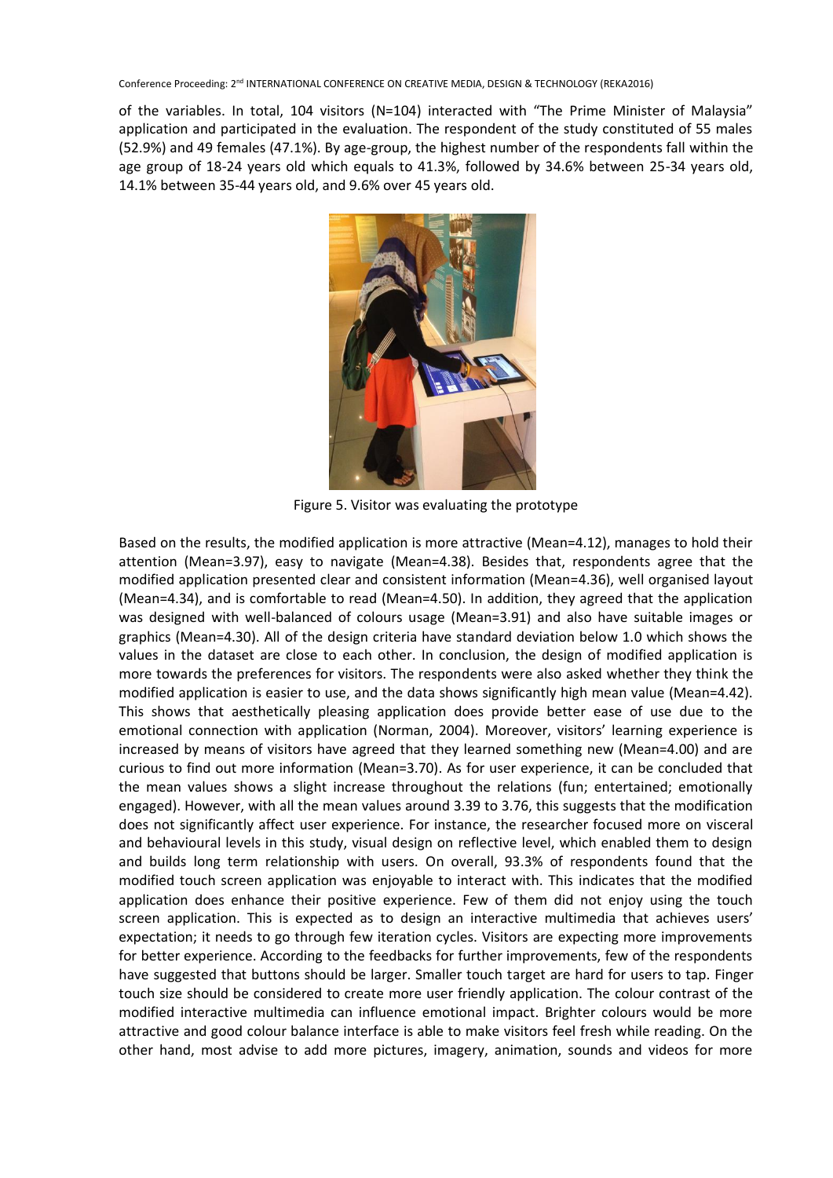of the variables. In total, 104 visitors (N=104) interacted with "The Prime Minister of Malaysia" application and participated in the evaluation. The respondent of the study constituted of 55 males (52.9%) and 49 females (47.1%). By age-group, the highest number of the respondents fall within the age group of 18-24 years old which equals to 41.3%, followed by 34.6% between 25-34 years old, 14.1% between 35-44 years old, and 9.6% over 45 years old.

Figure 5. Visitor was evaluating the prototype

Based on the results, the modified application is more attractive (Mean=4.12), manages to hold their attention (Mean=3.97), easy to navigate (Mean=4.38). Besides that, respondents agree that the modified application presented clear and consistent information (Mean=4.36), well organised layout (Mean=4.34), and is comfortable to read (Mean=4.50). In addition, they agreed that the application was designed with well-balanced of colours usage (Mean=3.91) and also have suitable images or graphics (Mean=4.30). All of the design criteria have standard deviation below 1.0 which shows the values in the dataset are close to each other. In conclusion, the design of modified application is more towards the preferences for visitors. The respondents were also asked whether they think the modified application is easier to use, and the data shows significantly high mean value (Mean=4.42). This shows that aesthetically pleasing application does provide better ease of use due to the emotional connection with application (Norman, 2004). Moreover, visitors' learning experience is increased by means of visitors have agreed that they learned something new (Mean=4.00) and are curious to find out more information (Mean=3.70). As for user experience, it can be concluded that the mean values shows a slight increase throughout the relations (fun; entertained; emotionally engaged). However, with all the mean values around 3.39 to 3.76, this suggests that the modification does not significantly affect user experience. For instance, the researcher focused more on visceral and behavioural levels in this study, visual design on reflective level, which enabled them to design and builds long term relationship with users. On overall, 93.3% of respondents found that the modified touch screen application was enjoyable to interact with. This indicates that the modified application does enhance their positive experience. Few of them did not enjoy using the touch screen application. This is expected as to design an interactive multimedia that achieves users' expectation; it needs to go through few iteration cycles. Visitors are expecting more improvements for better experience. According to the feedbacks for further improvements, few of the respondents have suggested that buttons should be larger. Smaller touch target are hard for users to tap. Finger touch size should be considered to create more user friendly application. The colour contrast of the modified interactive multimedia can influence emotional impact. Brighter colours would be more attractive and good colour balance interface is able to make visitors feel fresh while reading. On the other hand, most advise to add more pictures, imagery, animation, sounds and videos for more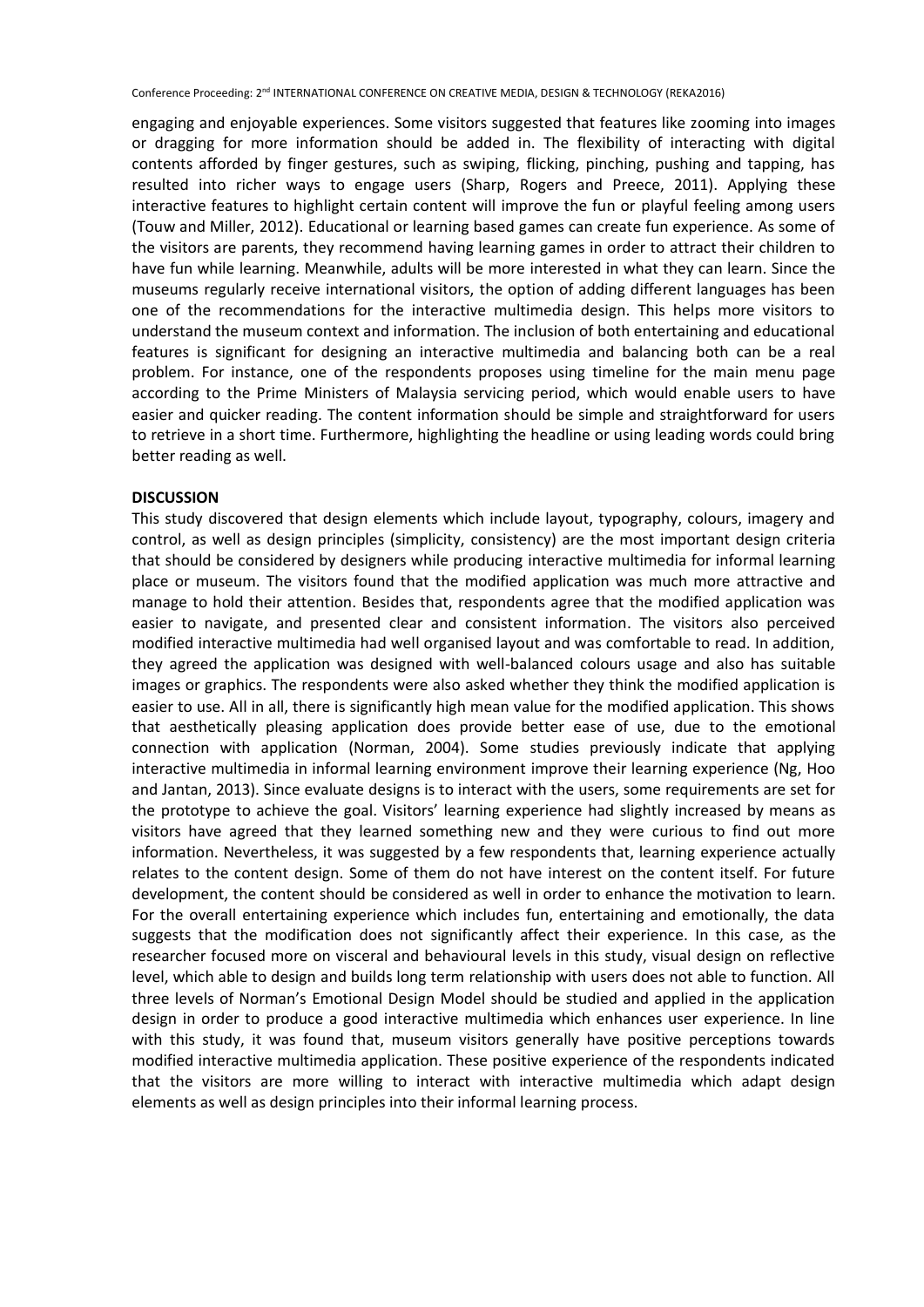engaging and enjoyable experiences. Some visitors suggested that features like zooming into images or dragging for more information should be added in. The flexibility of interacting with digital contents afforded by finger gestures, such as swiping, flicking, pinching, pushing and tapping, has resulted into richer ways to engage users (Sharp, Rogers and Preece, 2011). Applying these interactive features to highlight certain content will improve the fun or playful feeling among users (Touw and Miller, 2012). Educational or learning based games can create fun experience. As some of the visitors are parents, they recommend having learning games in order to attract their children to have fun while learning. Meanwhile, adults will be more interested in what they can learn. Since the museums regularly receive international visitors, the option of adding different languages has been one of the recommendations for the interactive multimedia design. This helps more visitors to understand the museum context and information. The inclusion of both entertaining and educational features is significant for designing an interactive multimedia and balancing both can be a real problem. For instance, one of the respondents proposes using timeline for the main menu page according to the Prime Ministers of Malaysia servicing period, which would enable users to have easier and quicker reading. The content information should be simple and straightforward for users to retrieve in a short time. Furthermore, highlighting the headline or using leading words could bring better reading as well.

**DISCUSSION**

This study discovered that design elements which include layout, typography, colours, imagery and control, as well as design principles (simplicity, consistency) are the most important design criteria that should be considered by designers while producing interactive multimedia for informal learning place or museum. The visitors found that the modified application was much more attractive and manage to hold their attention. Besides that, respondents agree that the modified application was easier to navigate, and presented clear and consistent information. The visitors also perceived modified interactive multimedia had well organised layout and was comfortable to read. In addition, they agreed the application was designed with well-balanced colours usage and also has suitable images or graphics. The respondents were also asked whether they think the modified application is easier to use. All in all, there is significantly high mean value for the modified application. This shows that aesthetically pleasing application does provide better ease of use, due to the emotional connection with application (Norman, 2004). Some studies previously indicate that applying interactive multimedia in informal learning environment improve their learning experience (Ng, Hoo and Jantan, 2013). Since evaluate designs is to interact with the users, some requirements are set for the prototype to achieve the goal. Visitors' learning experience had slightly increased by means as visitors have agreed that they learned something new and they were curious to find out more information. Nevertheless, it was suggested by a few respondents that, learning experience actually relates to the content design. Some of them do not have interest on the content itself. For future development, the content should be considered as well in order to enhance the motivation to learn. For the overall entertaining experience which includes fun, entertaining and emotionally, the data suggests that the modification does not significantly affect their experience. In this case, as the researcher focused more on visceral and behavioural levels in this study, visual design on reflective level, which able to design and builds long term relationship with users does not able to function. All three levels of Norman's Emotional Design Model should be studied and applied in the application design in order to produce a good interactive multimedia which enhances user experience. In line with this study, it was found that, museum visitors generally have positive perceptions towards modified interactive multimedia application. These positive experience of the respondents indicated that the visitors are more willing to interact with interactive multimedia which adapt design elements as well as design principles into their informal learning process.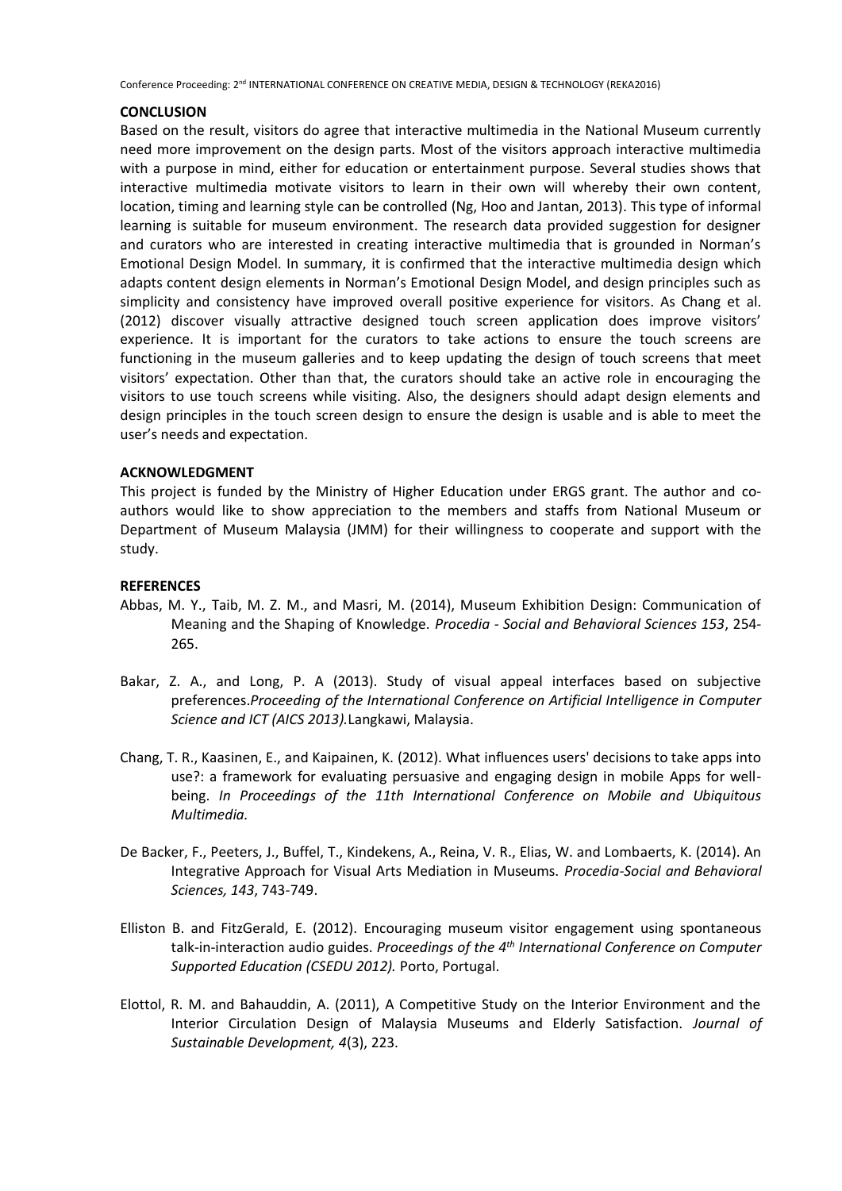**CONCLUSION**

Based on the result, visitors do agree that interactive multimedia in the National Museum currently need more improvement on the design parts. Most of the visitors approach interactive multimedia with a purpose in mind, either for education or entertainment purpose. Several studies shows that interactive multimedia motivate visitors to learn in their own will whereby their own content, location, timing and learning style can be controlled (Ng, Hoo and Jantan, 2013). This type of informal learning is suitable for museum environment. The research data provided suggestion for designer and curators who are interested in creating interactive multimedia that is grounded in Norman's Emotional Design Model. In summary, it is confirmed that the interactive multimedia design which adapts content design elements in Norman's Emotional Design Model, and design principles such as simplicity and consistency have improved overall positive experience for visitors. As Chang et al. (2012) discover visually attractive designed touch screen application does improve visitors' experience. It is important for the curators to take actions to ensure the touch screens are functioning in the museum galleries and to keep updating the design of touch screens that meet visitors' expectation. Other than that, the curators should take an active role in encouraging the visitors to use touch screens while visiting. Also, the designers should adapt design elements and design principles in the touch screen design to ensure the design is usable and is able to meet the user's needs and expectation.

**ACKNOWLEDGMENT**

This project is funded by the Ministry of Higher Education under ERGS grant. The author and co-authors would like to show appreciation to the members and staffs from National Museum or Department of Museum Malaysia (JMM) for their willingness to cooperate and support with the study.

**REFERENCES**

Abbas, M. Y., Taib, M. Z. M., and Masri, M. (2014), Museum Exhibition Design: Communication of Meaning and the Shaping of Knowledge. *Procedia - Social and Behavioral Sciences 153*, 254-265.

Bakar, Z. A., and Long, P. A (2013). Study of visual appeal interfaces based on subjective preferences.*Proceeding of the International Conference on Artificial Intelligence in Computer Science and ICT (AICS 2013).*Langkawi, Malaysia.

Chang, T. R., Kaasinen, E., and Kaipainen, K. (2012). What influences users' decisions to take apps into use?: a framework for evaluating persuasive and engaging design in mobile Apps for well-being. *In Proceedings of the 11th International Conference on Mobile and Ubiquitous Multimedia.*

De Backer, F., Peeters, J., Buffel, T., Kindekens, A., Reina, V. R., Elias, W. and Lombaerts, K. (2014). An Integrative Approach for Visual Arts Mediation in Museums. *Procedia-Social and Behavioral Sciences, 143*, 743-749.

Elliston B. and FitzGerald, E. (2012). Encouraging museum visitor engagement using spontaneous talk-in-interaction audio guides. *Proceedings of the 4th International Conference on Computer Supported Education (CSEDU 2012).* Porto, Portugal.

Elottol, R. M. and Bahauddin, A. (2011), A Competitive Study on the Interior Environment and the Interior Circulation Design of Malaysia Museums and Elderly Satisfaction. *Journal of Sustainable Development, 4*(3), 223.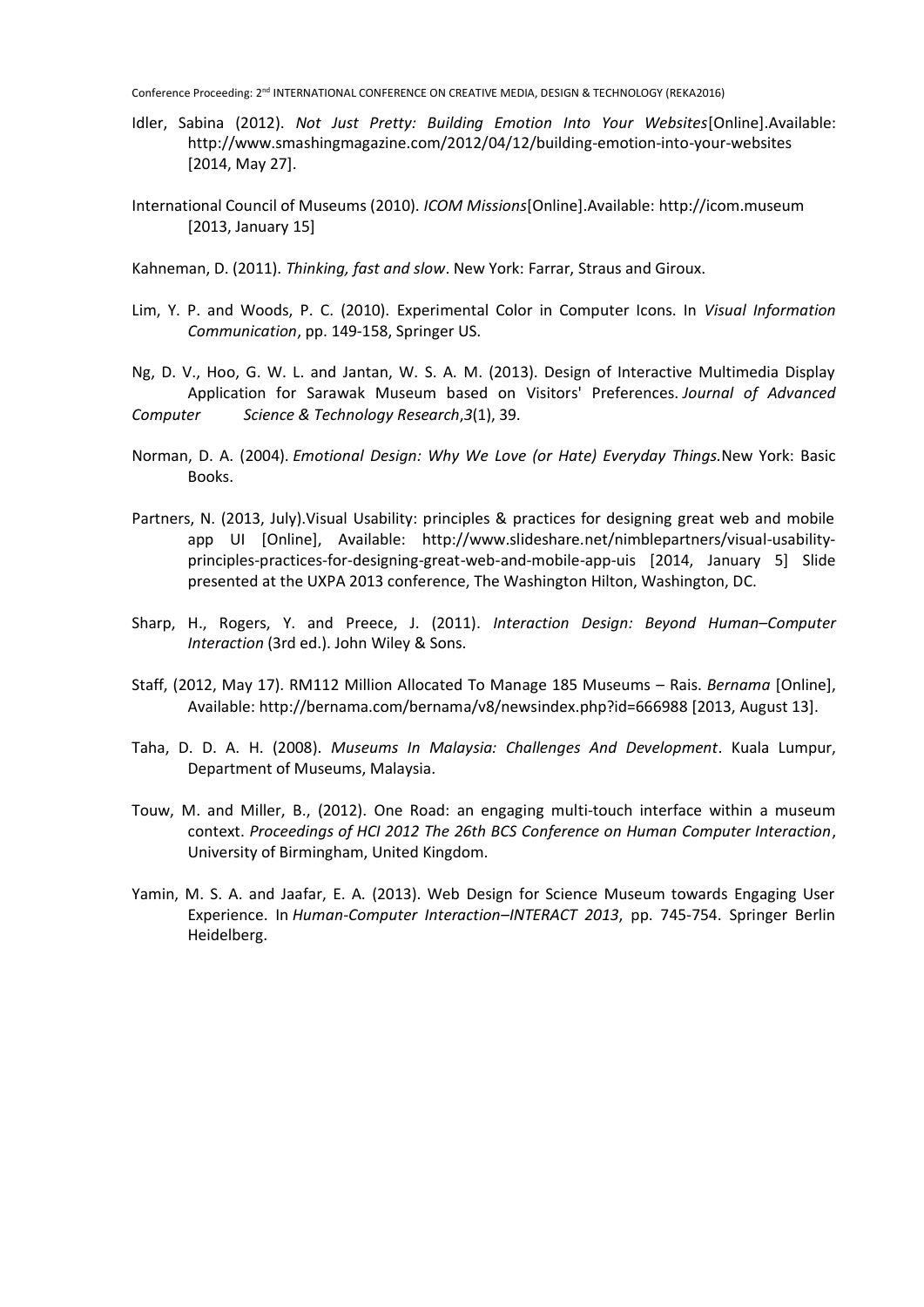Idler, Sabina (2012). *Not Just Pretty: Building Emotion Into Your Websites*[Online].Available: http://www.smashingmagazine.com/2012/04/12/building-emotion-into-your-websites [2014, May 27].

International Council of Museums (2010). *ICOM Missions*[Online].Available: http://icom.museum [2013, January 15]

Kahneman, D. (2011). *Thinking, fast and slow*. New York: Farrar, Straus and Giroux.

Lim, Y. P. and Woods, P. C. (2010). Experimental Color in Computer Icons. In *Visual Information Communication*, pp. 149-158, Springer US.

Ng, D. V., Hoo, G. W. L. and Jantan, W. S. A. M. (2013). Design of Interactive Multimedia Display Application for Sarawak Museum based on Visitors' Preferences. *Journal of Advanced Computer Science & Technology Research*,*3*(1), 39.

Norman, D. A. (2004). *Emotional Design: Why We Love (or Hate) Everyday Things.*New York: Basic Books.

Partners, N. (2013, July).Visual Usability: principles & practices for designing great web and mobile app UI [Online], Available: http://www.slideshare.net/nimblepartners/visual-usability-principles-practices-for-designing-great-web-and-mobile-app-uis [2014, January 5] Slide presented at the UXPA 2013 conference, The Washington Hilton, Washington, DC.

Sharp, H., Rogers, Y. and Preece, J. (2011). *Interaction Design: Beyond Human–Computer Interaction* (3rd ed.). John Wiley & Sons.

Staff, (2012, May 17). RM112 Million Allocated To Manage 185 Museums – Rais. *Bernama* [Online], Available: http://bernama.com/bernama/v8/newsindex.php?id=666988 [2013, August 13].

Taha, D. D. A. H. (2008). *Museums In Malaysia: Challenges And Development*. Kuala Lumpur, Department of Museums, Malaysia.

Touw, M. and Miller, B., (2012). One Road: an engaging multi-touch interface within a museum context. *Proceedings of HCI 2012 The 26th BCS Conference on Human Computer Interaction*, University of Birmingham, United Kingdom.

Yamin, M. S. A. and Jaafar, E. A. (2013). Web Design for Science Museum towards Engaging User Experience. In *Human-Computer Interaction–INTERACT 2013*, pp. 745-754. Springer Berlin Heidelberg.